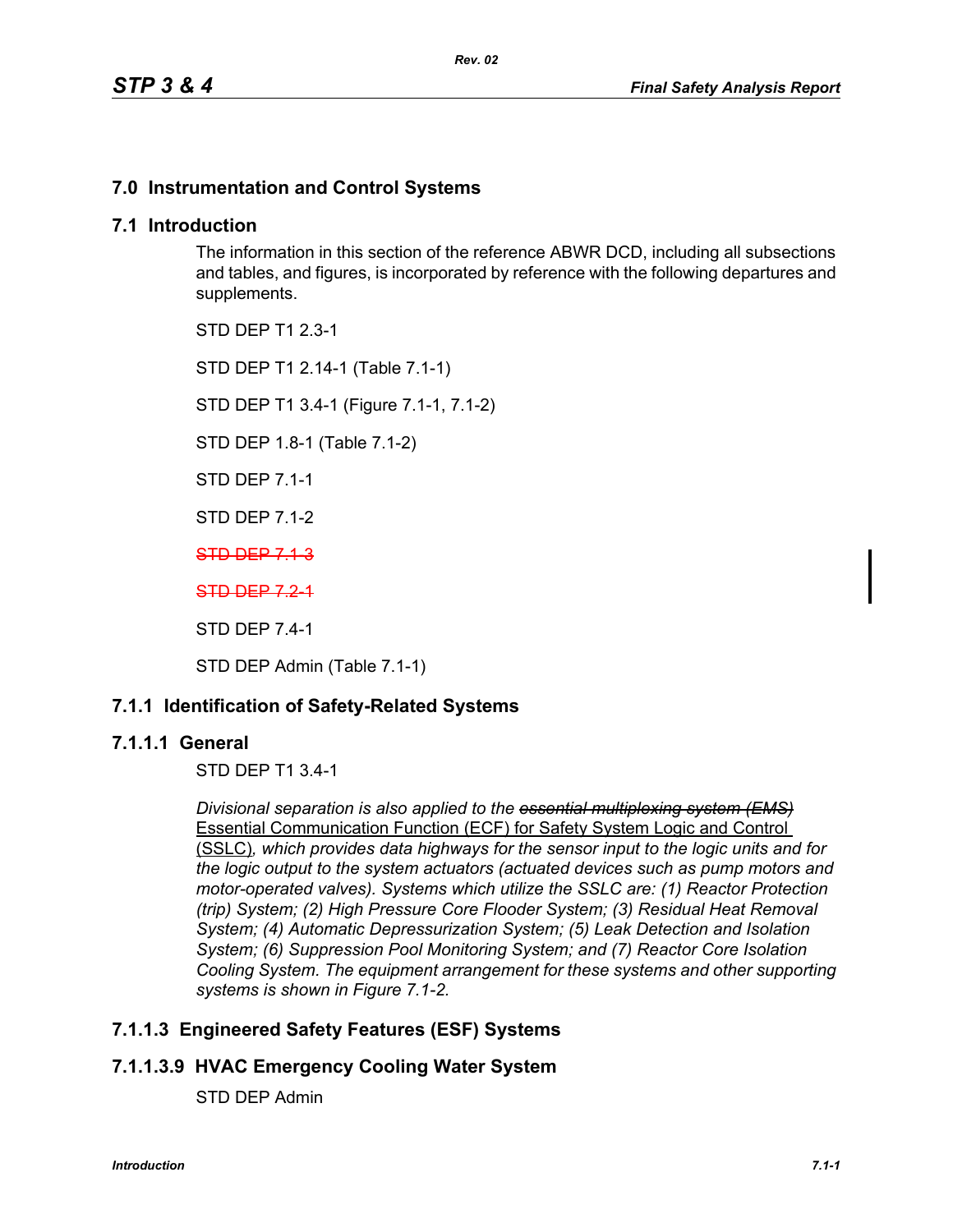# 7.0 Instrumentation and Control Systems

## 7.1 Introduction

The information in this section of the reference ABWR DCD, including all subsections and tables, and figures, is incorporated by reference with the following departures and supplements.

STD DEP T1 2.3-1

STD DEP T1 2.14-1 (Table 7.1-1)

STD DEP T1 3.4-1 (Figure 7.1-1, 7.1-2)

STD DEP 1.8-1 (Table 7.1-2)

STD DEP 7.1-1

STD DEP 7.1-2

~~STD DEP 7.1-3~~

~~STD DEP 7.2-1~~

STD DEP 7.4-1

STD DEP Admin (Table 7.1-1)

### 7.1.1 Identification of Safety-Related Systems

#### 7.1.1.1 General

STD DEP T1 3.4-1

*Divisional separation is also applied to the ~~essential multiplexing system (EMS)~~* <u>Essential Communication Function (ECF) for Safety System Logic and Control (SSLC)</u>*, which provides data highways for the sensor input to the logic units and for the logic output to the system actuators (actuated devices such as pump motors and motor-operated valves). Systems which utilize the SSLC are: (1) Reactor Protection (trip) System; (2) High Pressure Core Flooder System; (3) Residual Heat Removal System; (4) Automatic Depressurization System; (5) Leak Detection and Isolation System; (6) Suppression Pool Monitoring System; and (7) Reactor Core Isolation Cooling System. The equipment arrangement for these systems and other supporting systems is shown in Figure 7.1-2.*

#### 7.1.1.3 Engineered Safety Features (ESF) Systems

#### 7.1.1.3.9 HVAC Emergency Cooling Water System

STD DEP Admin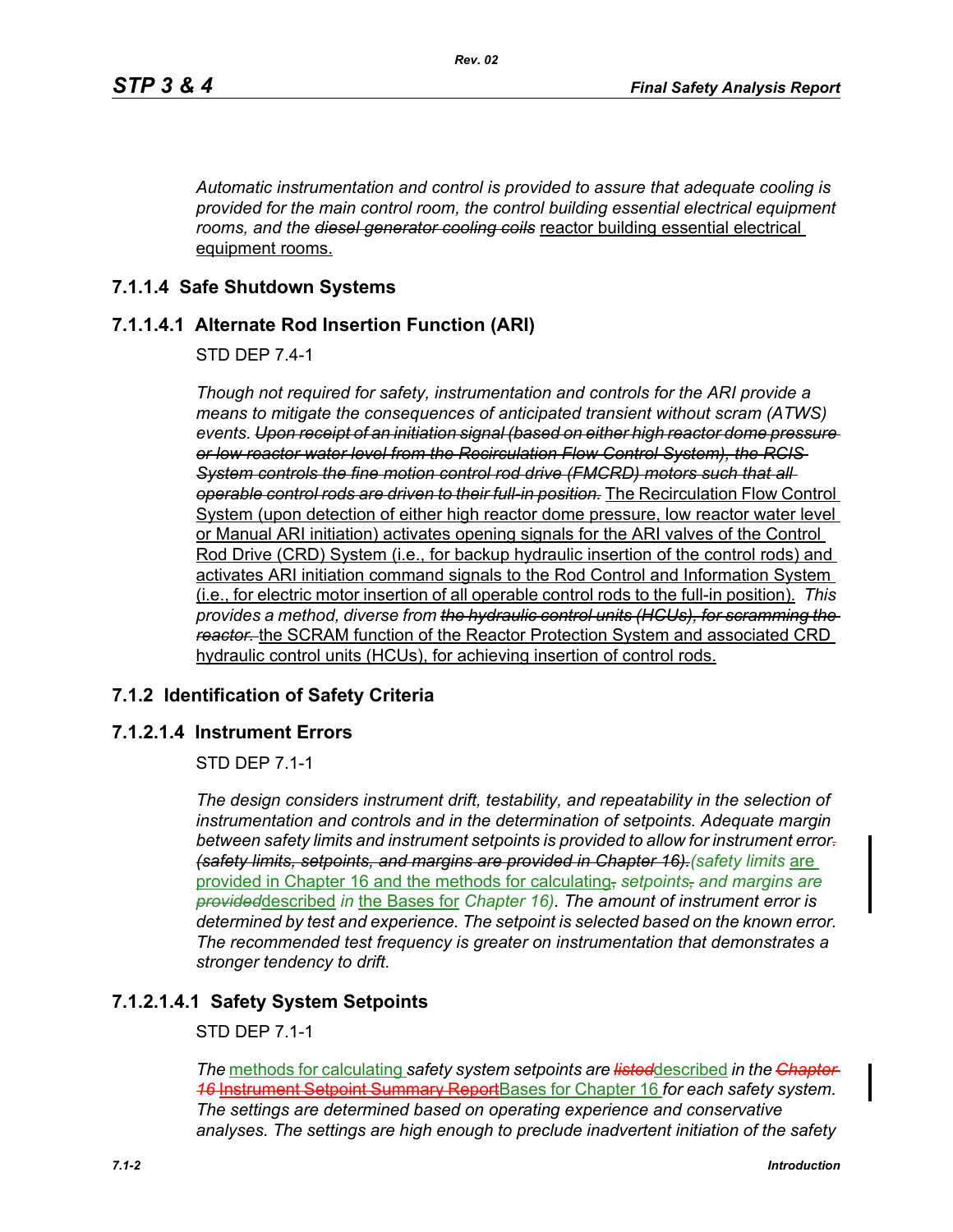*Automatic instrumentation and control is provided to assure that adequate cooling is provided for the main control room, the control building essential electrical equipment rooms, and the* ~~*diesel generator cooling coils*~~ reactor building essential electrical equipment rooms.

## 7.1.1.4 Safe Shutdown Systems

### 7.1.1.4.1 Alternate Rod Insertion Function (ARI)

STD DEP 7.4-1

*Though not required for safety, instrumentation and controls for the ARI provide a means to mitigate the consequences of anticipated transient without scram (ATWS) events.* ~~*Upon receipt of an initiation signal (based on either high reactor dome pressure or low reactor water level from the Recirculation Flow Control System), the RCIS System controls the fine motion control rod drive (FMCRD) motors such that all operable control rods are driven to their full-in position.*~~ The Recirculation Flow Control System (upon detection of either high reactor dome pressure, low reactor water level or Manual ARI initiation) activates opening signals for the ARI valves of the Control Rod Drive (CRD) System (i.e., for backup hydraulic insertion of the control rods) and activates ARI initiation command signals to the Rod Control and Information System (i.e., for electric motor insertion of all operable control rods to the full-in position). *This provides a method, diverse from* ~~*the hydraulic control units (HCUs), for scramming the reactor.*~~ the SCRAM function of the Reactor Protection System and associated CRD hydraulic control units (HCUs), for achieving insertion of control rods.

## 7.1.2 Identification of Safety Criteria

### 7.1.2.1.4 Instrument Errors

STD DEP 7.1-1

*The design considers instrument drift, testability, and repeatability in the selection of instrumentation and controls and in the determination of setpoints. Adequate margin between safety limits and instrument setpoints is provided to allow for instrument error*~~*.*~~ ~~*(safety limits, setpoints, and margins are provided in Chapter 16).*~~ *(safety limits* are provided in Chapter 16 and the methods for calculating~~,~~ *setpoints*~~*,*~~ *and margins are* ~~*provided*~~ described *in* the Bases for *Chapter 16). The amount of instrument error is determined by test and experience. The setpoint is selected based on the known error. The recommended test frequency is greater on instrumentation that demonstrates a stronger tendency to drift.*

#### 7.1.2.1.4.1 Safety System Setpoints

STD DEP 7.1-1

*The* methods for calculating *safety system setpoints are* ~~*listed*~~ described *in the* ~~*Chapter 16*~~ ~~Instrument Setpoint Summary Report~~ Bases for Chapter 16 *for each safety system. The settings are determined based on operating experience and conservative analyses. The settings are high enough to preclude inadvertent initiation of the safety*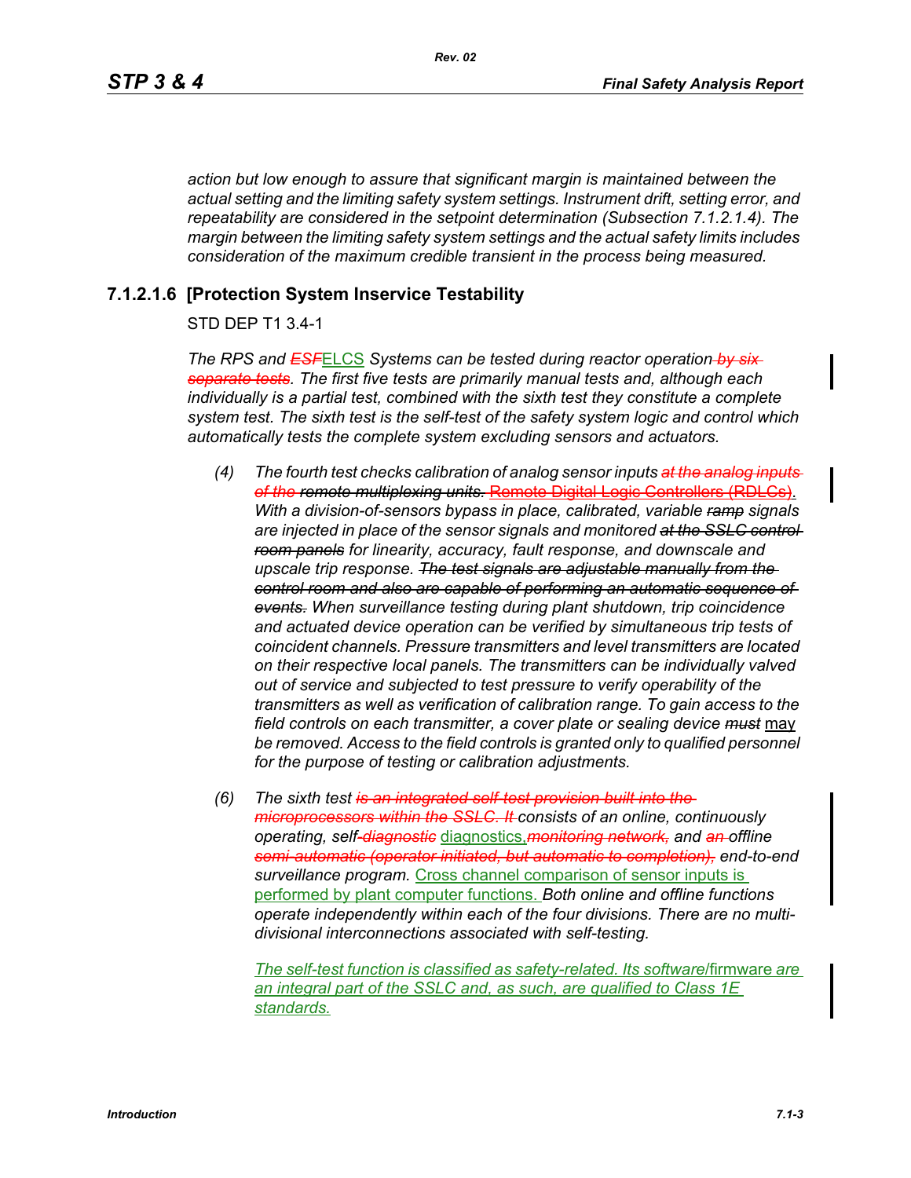*action but low enough to assure that significant margin is maintained between the actual setting and the limiting safety system settings. Instrument drift, setting error, and repeatability are considered in the setpoint determination (Subsection 7.1.2.1.4). The margin between the limiting safety system settings and the actual safety limits includes consideration of the maximum credible transient in the process being measured.*

### 7.1.2.1.6 [Protection System Inservice Testability

STD DEP T1 3.4-1

*The RPS and ~~ESF~~*ELCS *Systems can be tested during reactor operation ~~by six separate tests~~. The first five tests are primarily manual tests and, although each individually is a partial test, combined with the sixth test they constitute a complete system test. The sixth test is the self-test of the safety system logic and control which automatically tests the complete system excluding sensors and actuators.*

*(4) The fourth test checks calibration of analog sensor inputs ~~at the analog inputs of the remote multiplexing units.~~* Remote Digital Logic Controllers (RDLCs). *With a division-of-sensors bypass in place, calibrated, variable ~~ramp~~ signals are injected in place of the sensor signals and monitored ~~at the SSLC control room panels~~ for linearity, accuracy, fault response, and downscale and upscale trip response. ~~The test signals are adjustable manually from the control room and also are capable of performing an automatic sequence of events.~~ When surveillance testing during plant shutdown, trip coincidence and actuated device operation can be verified by simultaneous trip tests of coincident channels. Pressure transmitters and level transmitters are located on their respective local panels. The transmitters can be individually valved out of service and subjected to test pressure to verify operability of the transmitters as well as verification of calibration range. To gain access to the field controls on each transmitter, a cover plate or sealing device ~~must~~* may *be removed. Access to the field controls is granted only to qualified personnel for the purpose of testing or calibration adjustments.*

*(6) The sixth test ~~is an integrated self-test provision built into the microprocessors within the SSLC. It~~ consists of an online, continuously operating, self~~-diagnostic~~* diagnostics,*~~monitoring network,~~ and ~~an~~ offline ~~semi-automatic (operator initiated, but automatic to completion),~~ end-to-end surveillance program.* Cross channel comparison of sensor inputs is performed by plant computer functions. *Both online and offline functions operate independently within each of the four divisions. There are no multi-divisional interconnections associated with self-testing.*

*The self-test function is classified as safety-related. Its software/*firmware *are an integral part of the SSLC and, as such, are qualified to Class 1E standards.*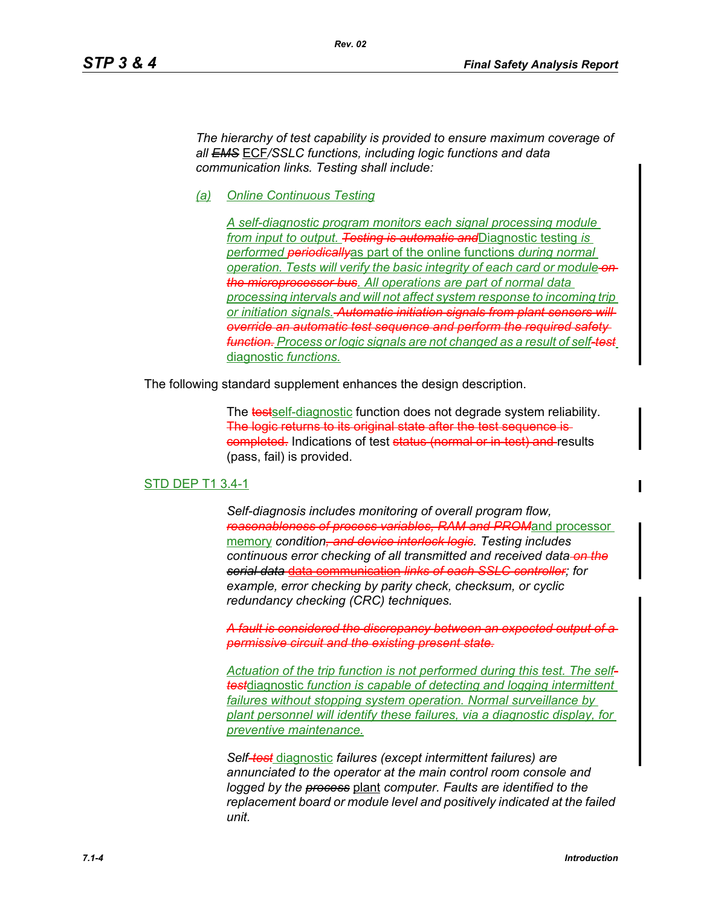*The hierarchy of test capability is provided to ensure maximum coverage of all ~~EMS~~* ECF*/SSLC functions, including logic functions and data communication links. Testing shall include:*

*(a) Online Continuous Testing*

*A self-diagnostic program monitors each signal processing module from input to output. ~~Testing is automatic and~~*Diagnostic testing *is performed ~~periodically~~*as part of the online functions *during normal operation. Tests will verify the basic integrity of each card or module ~~on the microprocessor bus~~. All operations are part of normal data processing intervals and will not affect system response to incoming trip or initiation signals. ~~Automatic initiation signals from plant sensors will override an automatic test sequence and perform the required safety function.~~ Process or logic signals are not changed as a result of self~~-test~~* diagnostic *functions.*

The following standard supplement enhances the design description.

The ~~test~~self-diagnostic function does not degrade system reliability. ~~The logic returns to its original state after the test sequence is completed.~~ Indications of test ~~status (normal or in-test) and~~ results (pass, fail) is provided.

STD DEP T1 3.4-1

*Self-diagnosis includes monitoring of overall program flow, ~~reasonableness of process variables, RAM and PROM~~*and processor memory *condition~~, and device interlock logic~~. Testing includes continuous error checking of all transmitted and received data ~~on the serial data~~* data communication *~~links of each SSLC controller~~; for example, error checking by parity check, checksum, or cyclic redundancy checking (CRC) techniques.*

*~~A fault is considered the discrepancy between an expected output of a permissive circuit and the existing present state.~~*

*Actuation of the trip function is not performed during this test. The self~~-test~~*diagnostic *function is capable of detecting and logging intermittent failures without stopping system operation. Normal surveillance by plant personnel will identify these failures, via a diagnostic display, for preventive maintenance.*

*Self~~-test~~* diagnostic *failures (except intermittent failures) are annunciated to the operator at the main control room console and logged by the ~~process~~* plant *computer. Faults are identified to the replacement board or module level and positively indicated at the failed unit.*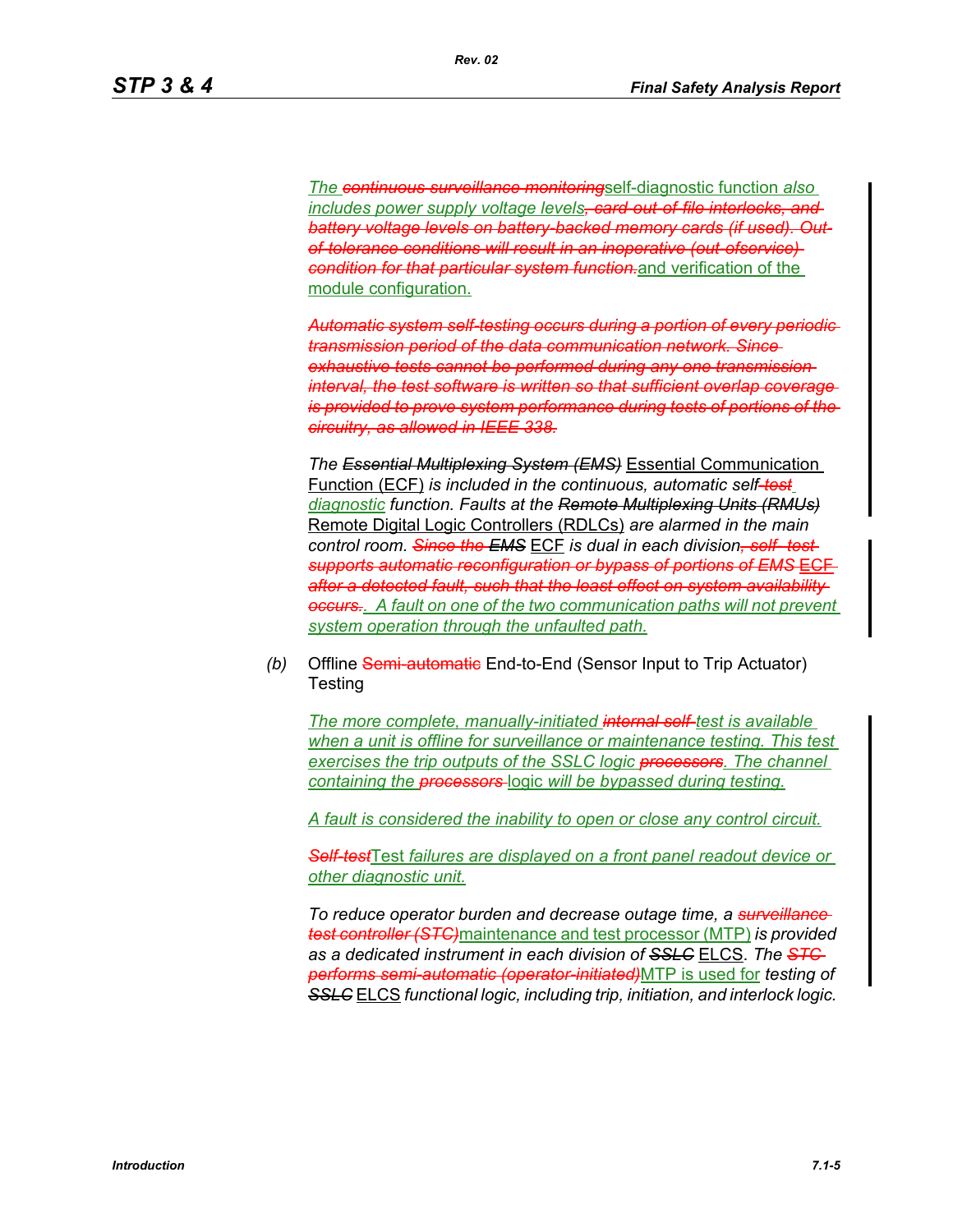*The ~~continuous surveillance monitoring~~self-diagnostic function also includes power supply voltage levels~~, card-out-of-file interlocks, and battery voltage levels on battery-backed memory cards (if used). Out-of-tolerance conditions will result in an inoperative (out-ofservice) condition for that particular system function.~~and verification of the module configuration.*

~~*Automatic system self-testing occurs during a portion of every periodic transmission period of the data communication network. Since exhaustive tests cannot be performed during any one transmission interval, the test software is written so that sufficient overlap coverage is provided to prove system performance during tests of portions of the circuitry, as allowed in IEEE 338.*~~

*The ~~Essential Multiplexing System (EMS)~~* Essential Communication Function (ECF) *is included in the continuous, automatic self~~-test~~ diagnostic function. Faults at the ~~Remote Multiplexing Units (RMUs)~~* Remote Digital Logic Controllers (RDLCs) *are alarmed in the main control room. ~~Since the EMS~~* ECF *is dual in each division~~, self- test supports automatic reconfiguration or bypass of portions of EMS ECF after a detected fault, such that the least effect on system availability occurs.~~. A fault on one of the two communication paths will not prevent system operation through the unfaulted path.*

*(b)* Offline ~~Semi-automatic~~ End-to-End (Sensor Input to Trip Actuator) Testing

*The more complete, manually-initiated ~~internal self-~~test is available when a unit is offline for surveillance or maintenance testing. This test exercises the trip outputs of the SSLC logic ~~processors~~. The channel containing the ~~processors~~ logic will be bypassed during testing.*

*A fault is considered the inability to open or close any control circuit.*

*~~Self-test~~Test failures are displayed on a front panel readout device or other diagnostic unit.*

*To reduce operator burden and decrease outage time, a ~~surveillance test controller (STC)~~*maintenance and test processor (MTP) *is provided as a dedicated instrument in each division of ~~SSLC~~* ELCS. *The ~~STC performs semi-automatic (operator-initiated)~~*MTP is used for *testing of ~~SSLC~~* ELCS *functional logic, including trip, initiation, and interlock logic.*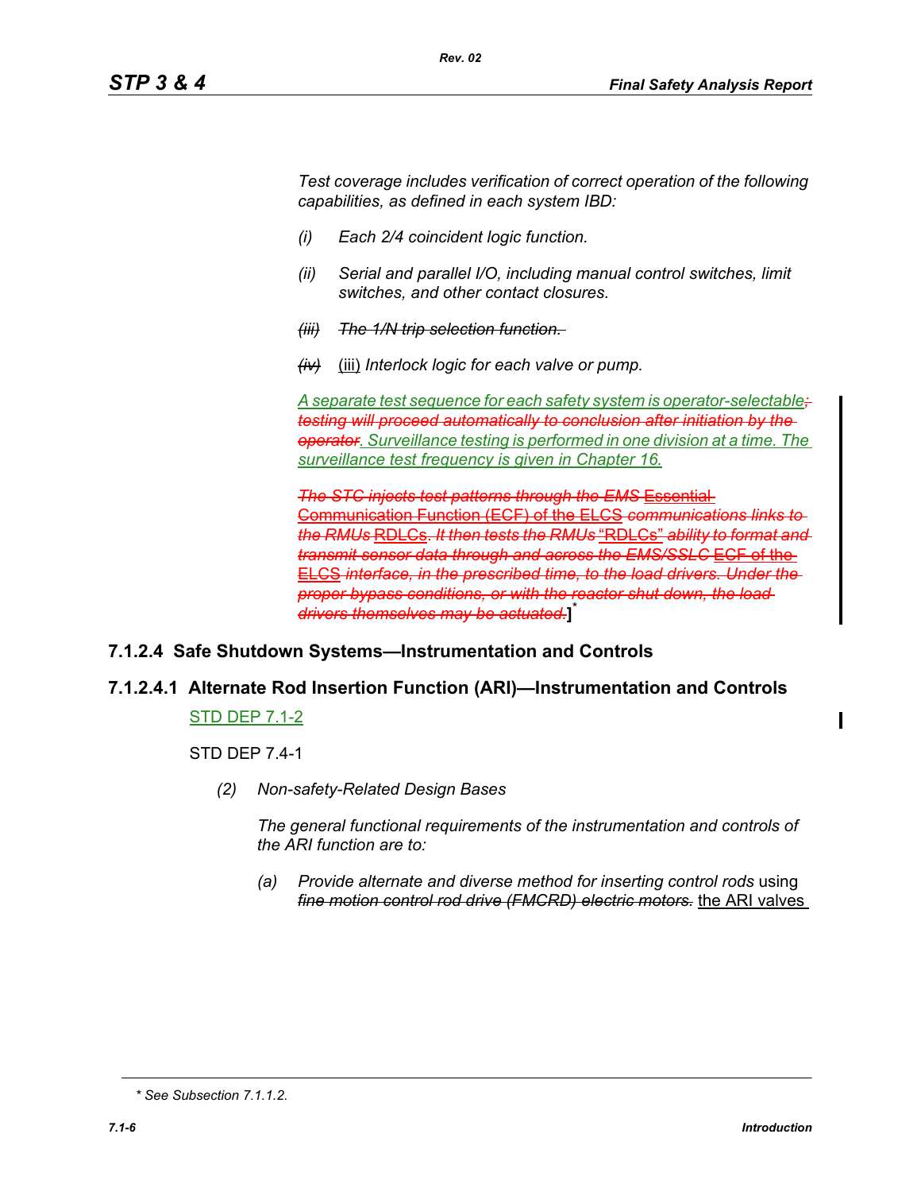*Test coverage includes verification of correct operation of the following capabilities, as defined in each system IBD:*

*(i) Each 2/4 coincident logic function.*

*(ii) Serial and parallel I/O, including manual control switches, limit switches, and other contact closures.*

~~*(iii) The 1/N trip selection function.*~~

~~*(iv)*~~ (iii) *Interlock logic for each valve or pump.*

*A separate test sequence for each safety system is operator-selectable*~~*; testing will proceed automatically to conclusion after initiation by the operator*~~*. Surveillance testing is performed in one division at a time. The surveillance test frequency is given in Chapter 16.*

~~*The STC injects test patterns through the EMS*~~ ~~Essential Communication Function (ECF) of the ELCS~~ ~~*communications links to the RMUs*~~ RDLCs. ~~*It then tests the RMUs*~~ "RDLCs" ~~*ability to format and transmit sensor data through and across the EMS/SSLC*~~ ~~ECF of the ELCS~~ ~~*interface, in the prescribed time, to the load drivers. Under the proper bypass conditions, or with the reactor shut down, the load drivers themselves may be actuated.*~~**]***

## 7.1.2.4 Safe Shutdown Systems—Instrumentation and Controls

### 7.1.2.4.1 Alternate Rod Insertion Function (ARI)—Instrumentation and Controls

STD DEP 7.1-2

STD DEP 7.4-1

*(2) Non-safety-Related Design Bases*

*The general functional requirements of the instrumentation and controls of the ARI function are to:*

*(a) Provide alternate and diverse method for inserting control rods* using ~~*fine motion control rod drive (FMCRD) electric motors.*~~ the ARI valves

\* See Subsection 7.1.1.2.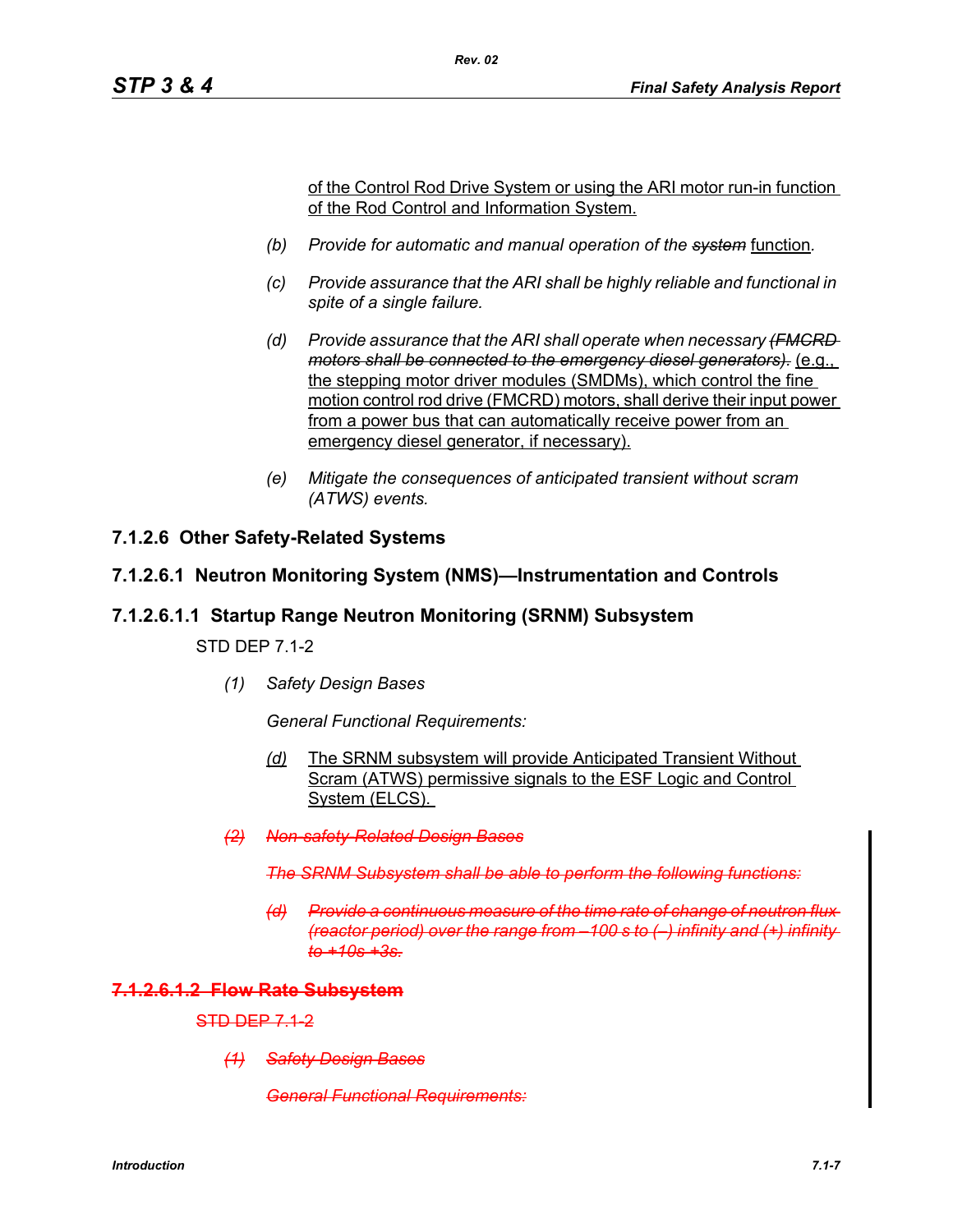of the Control Rod Drive System or using the ARI motor run-in function of the Rod Control and Information System.

(b) *Provide for automatic and manual operation of the* ~~*system*~~ function*.*

(c) *Provide assurance that the ARI shall be highly reliable and functional in spite of a single failure.*

(d) *Provide assurance that the ARI shall operate when necessary* ~~*(FMCRD motors shall be connected to the emergency diesel generators).*~~ (e.g., the stepping motor driver modules (SMDMs), which control the fine motion control rod drive (FMCRD) motors, shall derive their input power from a power bus that can automatically receive power from an emergency diesel generator, if necessary).

(e) *Mitigate the consequences of anticipated transient without scram (ATWS) events.*

## 7.1.2.6 Other Safety-Related Systems

### 7.1.2.6.1 Neutron Monitoring System (NMS)—Instrumentation and Controls

#### 7.1.2.6.1.1 Startup Range Neutron Monitoring (SRNM) Subsystem

STD DEP 7.1-2

(1) *Safety Design Bases*

*General Functional Requirements:*

(d) The SRNM subsystem will provide Anticipated Transient Without Scram (ATWS) permissive signals to the ESF Logic and Control System (ELCS).

~~*(2) Non-safety-Related Design Bases*~~

~~*The SRNM Subsystem shall be able to perform the following functions:*~~

~~*(d) Provide a continuous measure of the time rate of change of neutron flux (reactor period) over the range from –100 s to (–) infinity and (+) infinity to +10s +3s.*~~

#### ~~7.1.2.6.1.2 Flow Rate Subsystem~~

~~STD DEP 7.1-2~~

~~*(1) Safety Design Bases*~~

~~*General Functional Requirements:*~~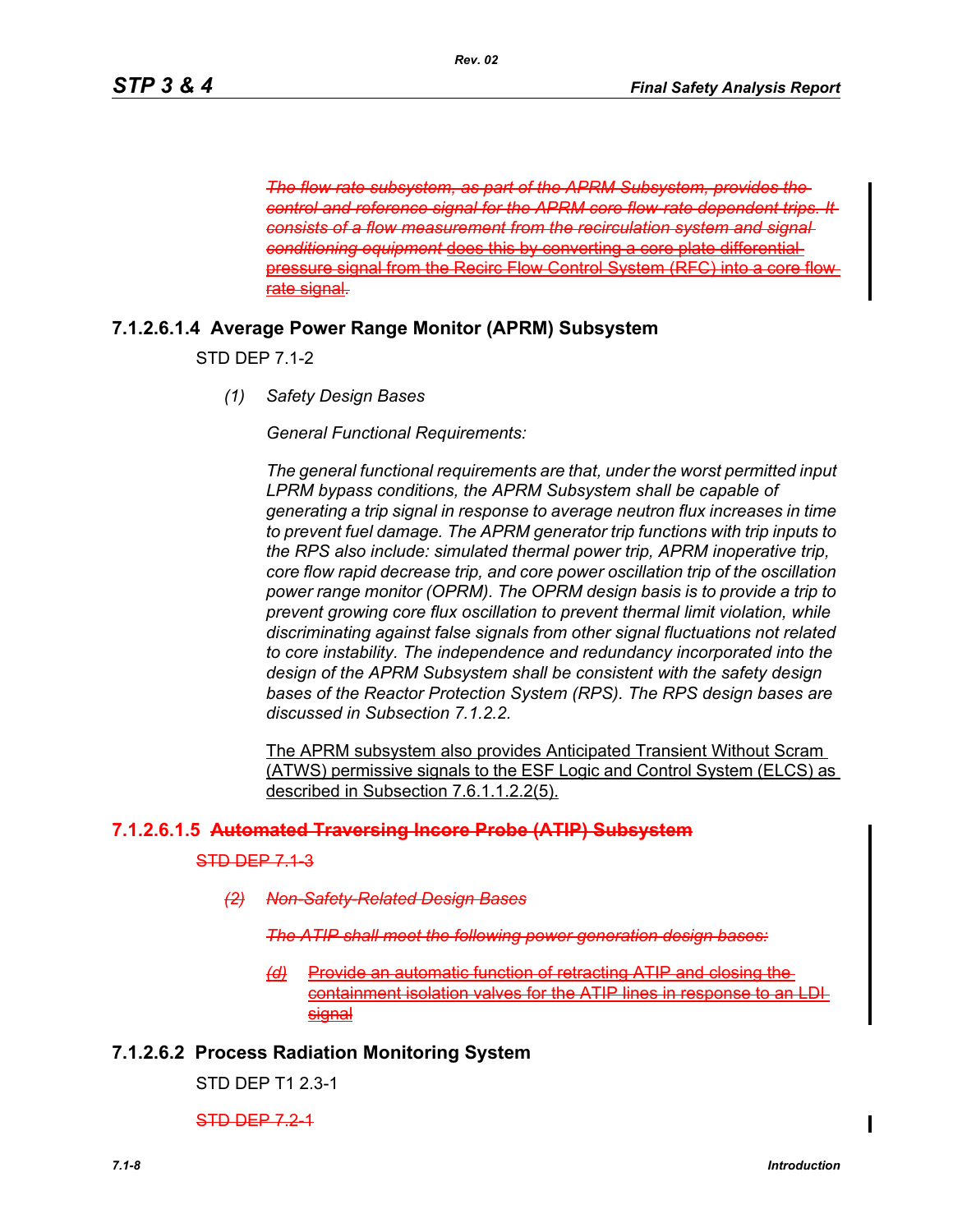*~~The flow rate subsystem, as part of the APRM Subsystem, provides the control and reference signal for the APRM core flow-rate dependent trips. It consists of a flow measurement from the recirculation system and signal conditioning equipment~~* ~~does this by converting a core plate differential pressure signal from the Recirc Flow Control System (RFC) into a core flow rate signal~~.

### 7.1.2.6.1.4 Average Power Range Monitor (APRM) Subsystem

STD DEP 7.1-2

*(1) Safety Design Bases*

*General Functional Requirements:*

*The general functional requirements are that, under the worst permitted input LPRM bypass conditions, the APRM Subsystem shall be capable of generating a trip signal in response to average neutron flux increases in time to prevent fuel damage. The APRM generator trip functions with trip inputs to the RPS also include: simulated thermal power trip, APRM inoperative trip, core flow rapid decrease trip, and core power oscillation trip of the oscillation power range monitor (OPRM). The OPRM design basis is to provide a trip to prevent growing core flux oscillation to prevent thermal limit violation, while discriminating against false signals from other signal fluctuations not related to core instability. The independence and redundancy incorporated into the design of the APRM Subsystem shall be consistent with the safety design bases of the Reactor Protection System (RPS). The RPS design bases are discussed in Subsection 7.1.2.2.*

The APRM subsystem also provides Anticipated Transient Without Scram (ATWS) permissive signals to the ESF Logic and Control System (ELCS) as described in Subsection 7.6.1.1.2.2(5).

### 7.1.2.6.1.5 ~~Automated Traversing Incore Probe (ATIP) Subsystem~~

~~STD DEP 7.1-3~~

*~~(2) Non-Safety-Related Design Bases~~*

*~~The ATIP shall meet the following power generation design bases:~~*

*~~(d)~~* ~~Provide an automatic function of retracting ATIP and closing the containment isolation valves for the ATIP lines in response to an LDI signal~~

### 7.1.2.6.2 Process Radiation Monitoring System

STD DEP T1 2.3-1

~~STD DEP 7.2-1~~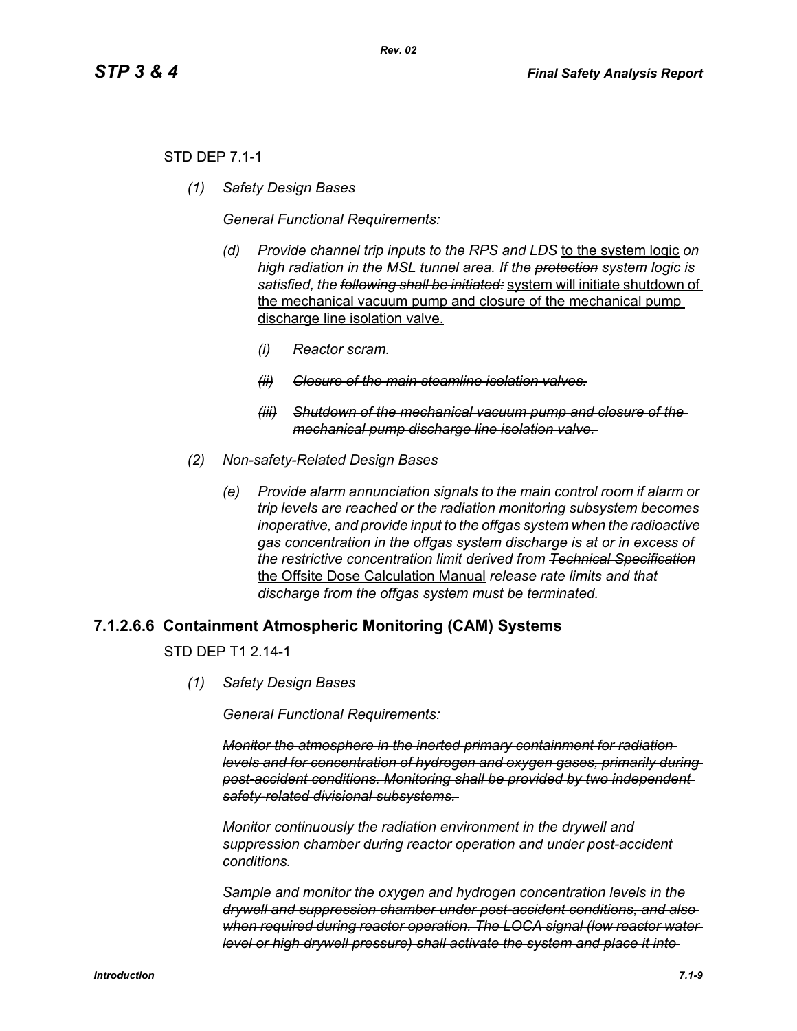STD DEP 7.1-1

*(1) Safety Design Bases*

*General Functional Requirements:*

*(d) Provide channel trip inputs ~~to the RPS and LDS~~* to the system logic *on high radiation in the MSL tunnel area. If the ~~protection~~ system logic is satisfied, the ~~following shall be initiated:~~* system will initiate shutdown of the mechanical vacuum pump and closure of the mechanical pump discharge line isolation valve.

*~~(i) Reactor scram.~~*

*~~(ii) Closure of the main steamline isolation valves.~~*

*~~(iii) Shutdown of the mechanical vacuum pump and closure of the mechanical pump discharge line isolation valve.~~*

*(2) Non-safety-Related Design Bases*

*(e) Provide alarm annunciation signals to the main control room if alarm or trip levels are reached or the radiation monitoring subsystem becomes inoperative, and provide input to the offgas system when the radioactive gas concentration in the offgas system discharge is at or in excess of the restrictive concentration limit derived from ~~Technical Specification~~* the Offsite Dose Calculation Manual *release rate limits and that discharge from the offgas system must be terminated.*

### 7.1.2.6.6 Containment Atmospheric Monitoring (CAM) Systems

STD DEP T1 2.14-1

*(1) Safety Design Bases*

*General Functional Requirements:*

*~~Monitor the atmosphere in the inerted primary containment for radiation levels and for concentration of hydrogen and oxygen gases, primarily during post-accident conditions. Monitoring shall be provided by two independent safety-related divisional subsystems.~~*

*Monitor continuously the radiation environment in the drywell and suppression chamber during reactor operation and under post-accident conditions.*

*~~Sample and monitor the oxygen and hydrogen concentration levels in the drywell and suppression chamber under post-accident conditions, and also when required during reactor operation. The LOCA signal (low reactor water level or high drywell pressure) shall activate the system and place it into~~*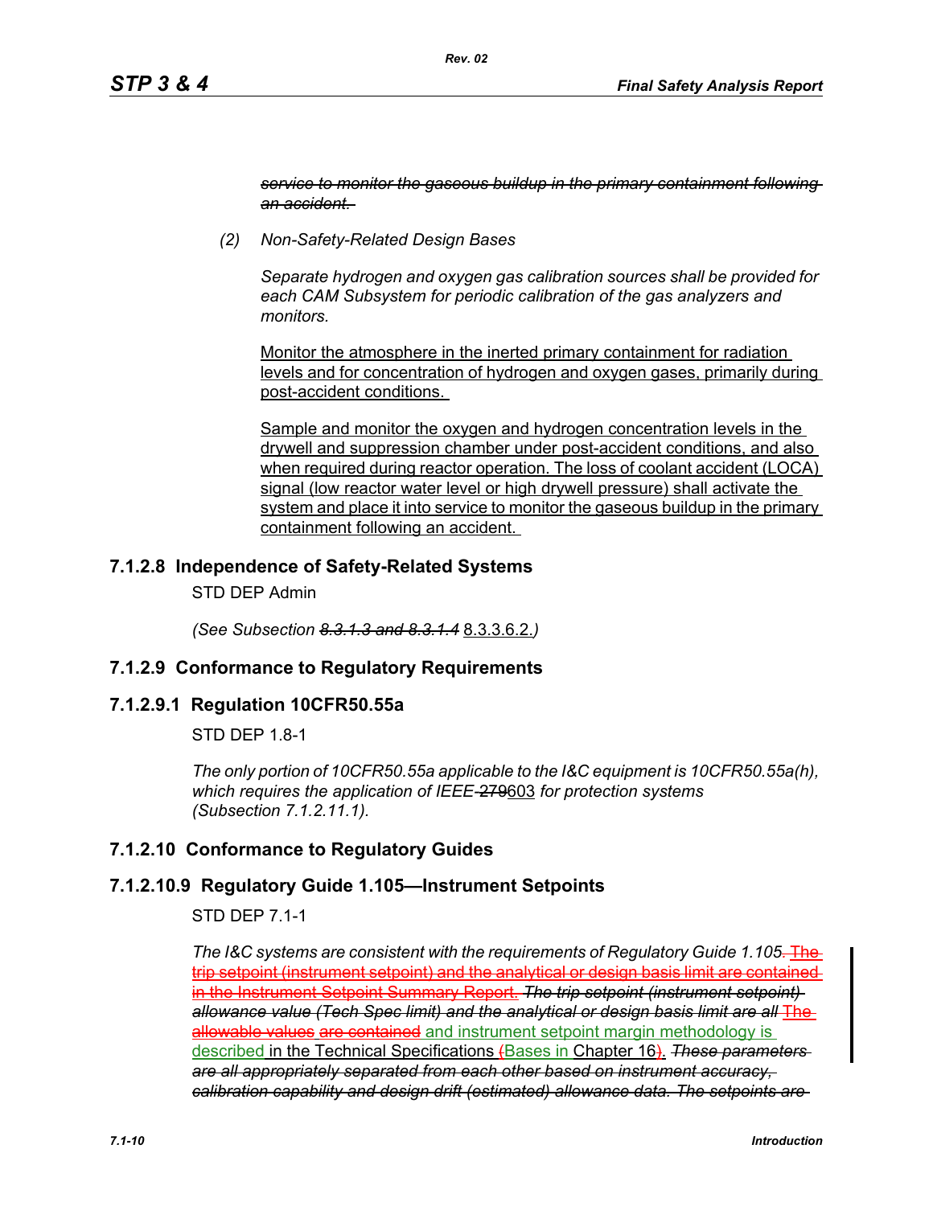~~*service to monitor the gaseous buildup in the primary containment following an accident.*~~

*(2) Non-Safety-Related Design Bases*

*Separate hydrogen and oxygen gas calibration sources shall be provided for each CAM Subsystem for periodic calibration of the gas analyzers and monitors.*

Monitor the atmosphere in the inerted primary containment for radiation levels and for concentration of hydrogen and oxygen gases, primarily during post-accident conditions.

Sample and monitor the oxygen and hydrogen concentration levels in the drywell and suppression chamber under post-accident conditions, and also when required during reactor operation. The loss of coolant accident (LOCA) signal (low reactor water level or high drywell pressure) shall activate the system and place it into service to monitor the gaseous buildup in the primary containment following an accident.

## 7.1.2.8 Independence of Safety-Related Systems

STD DEP Admin

*(See Subsection ~~8.3.1.3 and 8.3.1.4~~* 8.3.3.6.2.*)*

## 7.1.2.9 Conformance to Regulatory Requirements

### 7.1.2.9.1 Regulation 10CFR50.55a

STD DEP 1.8-1

*The only portion of 10CFR50.55a applicable to the I&C equipment is 10CFR50.55a(h), which requires the application of IEEE-~~279~~*603 *for protection systems (Subsection 7.1.2.11.1).*

## 7.1.2.10 Conformance to Regulatory Guides

### 7.1.2.10.9 Regulatory Guide 1.105—Instrument Setpoints

STD DEP 7.1-1

*The I&C systems are consistent with the requirements of Regulatory Guide 1.105*~~. The trip setpoint (instrument setpoint) and the analytical or design basis limit are contained in the Instrument Setpoint Summary Report.~~ ~~*The trip setpoint (instrument setpoint) allowance value (Tech Spec limit) and the analytical or design basis limit are all*~~ ~~The allowable values~~ ~~are contained~~ and instrument setpoint margin methodology is described in the Technical Specifications ~~(~~Bases in Chapter 16~~)~~. ~~*These parameters are all appropriately separated from each other based on instrument accuracy, calibration capability and design drift (estimated) allowance data. The setpoints are*~~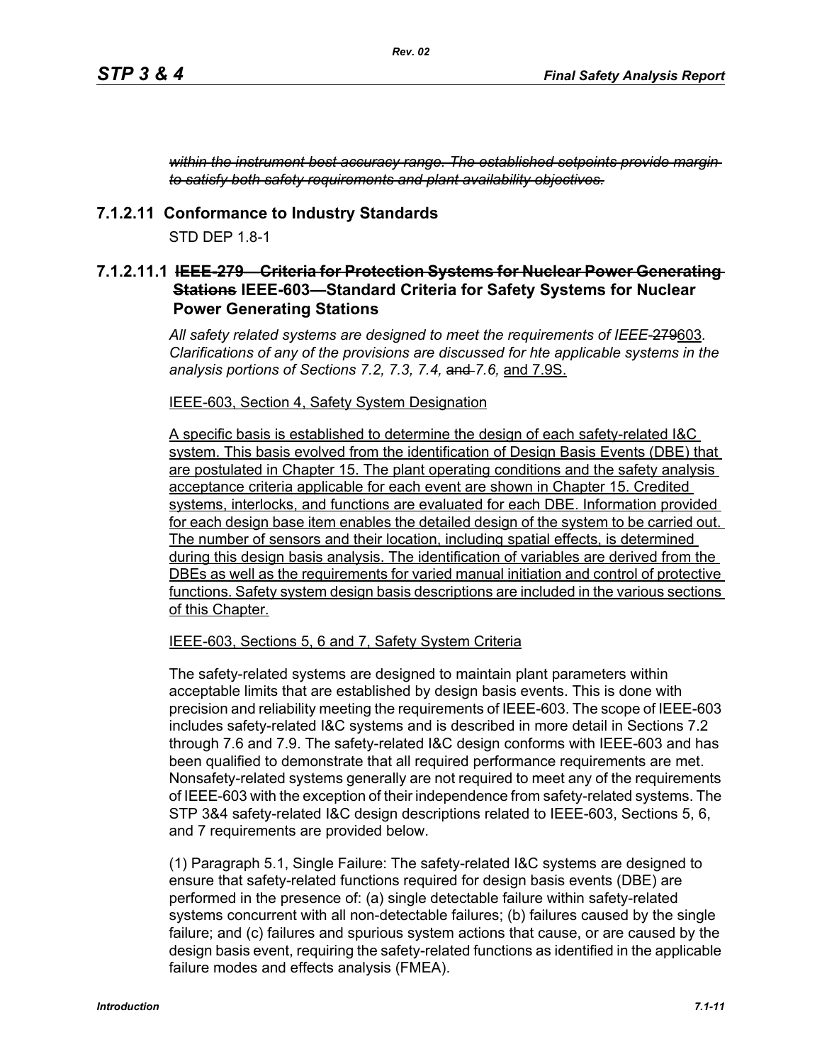*~~within the instrument best accuracy range. The established setpoints provide margin to satisfy both safety requirements and plant availability objectives.~~*

## 7.1.2.11 Conformance to Industry Standards

STD DEP 1.8-1

### 7.1.2.11.1 ~~IEEE-279—Criteria for Protection Systems for Nuclear Power Generating Stations~~ IEEE-603—Standard Criteria for Safety Systems for Nuclear Power Generating Stations

*All safety related systems are designed to meet the requirements of IEEE-~~279~~*603*. Clarifications of any of the provisions are discussed for hte applicable systems in the analysis portions of Sections 7.2, 7.3, 7.4,* ~~and~~ *7.6,* and 7.9S.

IEEE-603, Section 4, Safety System Designation

A specific basis is established to determine the design of each safety-related I&C system. This basis evolved from the identification of Design Basis Events (DBE) that are postulated in Chapter 15. The plant operating conditions and the safety analysis acceptance criteria applicable for each event are shown in Chapter 15. Credited systems, interlocks, and functions are evaluated for each DBE. Information provided for each design base item enables the detailed design of the system to be carried out. The number of sensors and their location, including spatial effects, is determined during this design basis analysis. The identification of variables are derived from the DBEs as well as the requirements for varied manual initiation and control of protective functions. Safety system design basis descriptions are included in the various sections of this Chapter.

IEEE-603, Sections 5, 6 and 7, Safety System Criteria

The safety-related systems are designed to maintain plant parameters within acceptable limits that are established by design basis events. This is done with precision and reliability meeting the requirements of IEEE-603. The scope of IEEE-603 includes safety-related I&C systems and is described in more detail in Sections 7.2 through 7.6 and 7.9. The safety-related I&C design conforms with IEEE-603 and has been qualified to demonstrate that all required performance requirements are met. Nonsafety-related systems generally are not required to meet any of the requirements of IEEE-603 with the exception of their independence from safety-related systems. The STP 3&4 safety-related I&C design descriptions related to IEEE-603, Sections 5, 6, and 7 requirements are provided below.

(1) Paragraph 5.1, Single Failure: The safety-related I&C systems are designed to ensure that safety-related functions required for design basis events (DBE) are performed in the presence of: (a) single detectable failure within safety-related systems concurrent with all non-detectable failures; (b) failures caused by the single failure; and (c) failures and spurious system actions that cause, or are caused by the design basis event, requiring the safety-related functions as identified in the applicable failure modes and effects analysis (FMEA).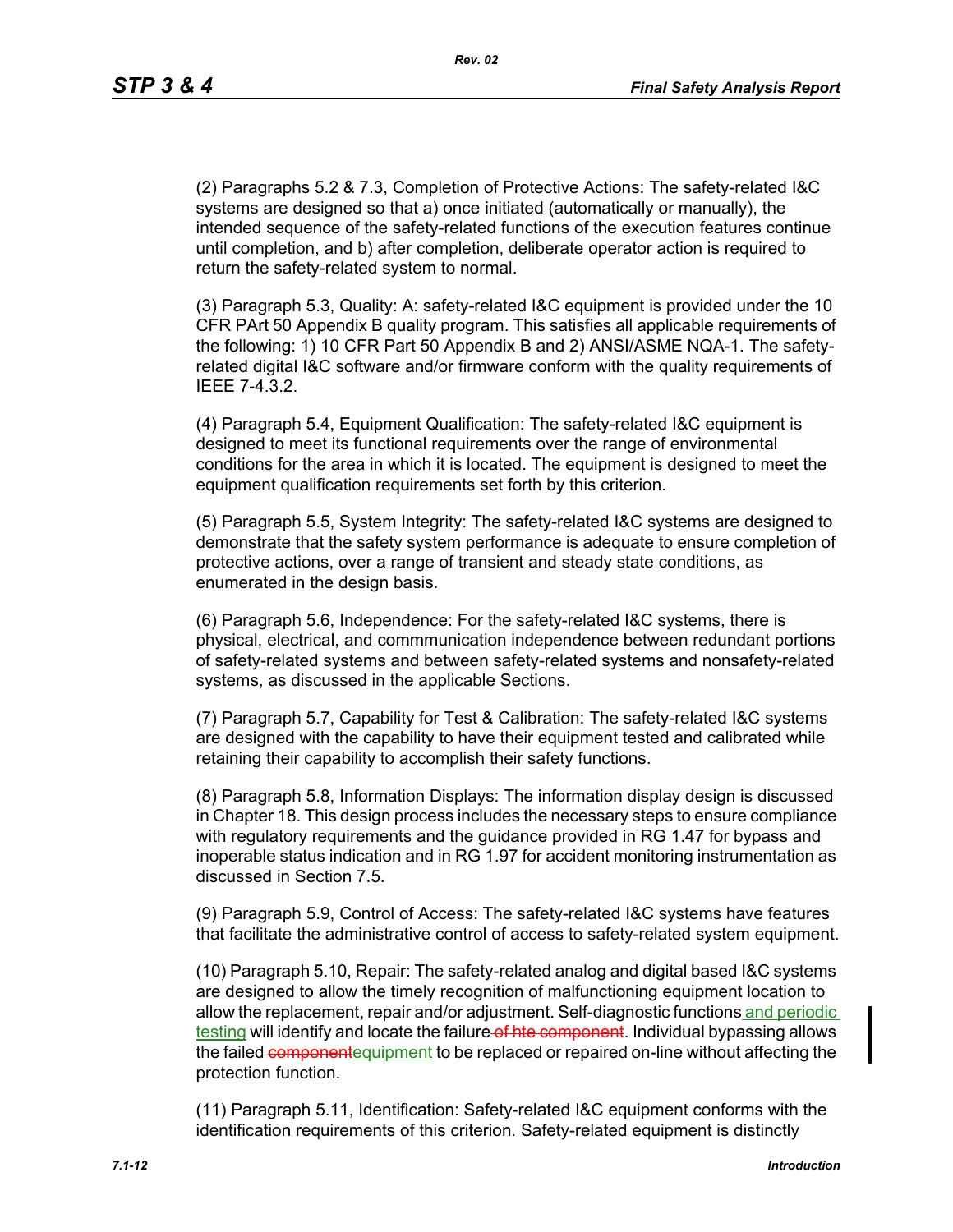(2) Paragraphs 5.2 & 7.3, Completion of Protective Actions: The safety-related I&C systems are designed so that a) once initiated (automatically or manually), the intended sequence of the safety-related functions of the execution features continue until completion, and b) after completion, deliberate operator action is required to return the safety-related system to normal.

(3) Paragraph 5.3, Quality: A: safety-related I&C equipment is provided under the 10 CFR PArt 50 Appendix B quality program. This satisfies all applicable requirements of the following: 1) 10 CFR Part 50 Appendix B and 2) ANSI/ASME NQA-1. The safety-related digital I&C software and/or firmware conform with the quality requirements of IEEE 7-4.3.2.

(4) Paragraph 5.4, Equipment Qualification: The safety-related I&C equipment is designed to meet its functional requirements over the range of environmental conditions for the area in which it is located. The equipment is designed to meet the equipment qualification requirements set forth by this criterion.

(5) Paragraph 5.5, System Integrity: The safety-related I&C systems are designed to demonstrate that the safety system performance is adequate to ensure completion of protective actions, over a range of transient and steady state conditions, as enumerated in the design basis.

(6) Paragraph 5.6, Independence: For the safety-related I&C systems, there is physical, electrical, and commmunication independence between redundant portions of safety-related systems and between safety-related systems and nonsafety-related systems, as discussed in the applicable Sections.

(7) Paragraph 5.7, Capability for Test & Calibration: The safety-related I&C systems are designed with the capability to have their equipment tested and calibrated while retaining their capability to accomplish their safety functions.

(8) Paragraph 5.8, Information Displays: The information display design is discussed in Chapter 18. This design process includes the necessary steps to ensure compliance with regulatory requirements and the guidance provided in RG 1.47 for bypass and inoperable status indication and in RG 1.97 for accident monitoring instrumentation as discussed in Section 7.5.

(9) Paragraph 5.9, Control of Access: The safety-related I&C systems have features that facilitate the administrative control of access to safety-related system equipment.

(10) Paragraph 5.10, Repair: The safety-related analog and digital based I&C systems are designed to allow the timely recognition of malfunctioning equipment location to allow the replacement, repair and/or adjustment. Self-diagnostic functions and periodic testing will identify and locate the failure ~~of hte component~~. Individual bypassing allows the failed ~~component~~equipment to be replaced or repaired on-line without affecting the protection function.

(11) Paragraph 5.11, Identification: Safety-related I&C equipment conforms with the identification requirements of this criterion. Safety-related equipment is distinctly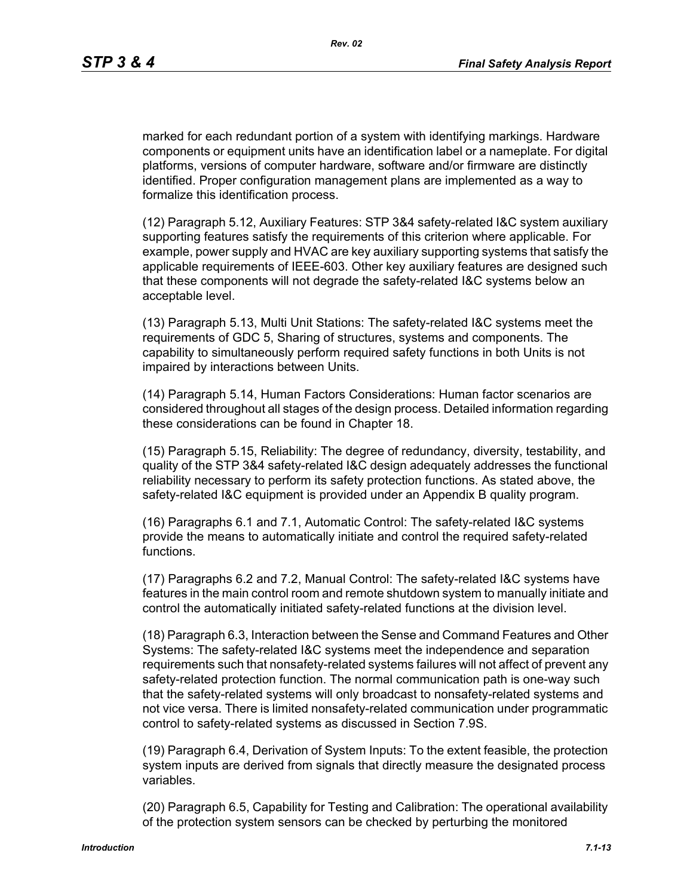marked for each redundant portion of a system with identifying markings. Hardware components or equipment units have an identification label or a nameplate. For digital platforms, versions of computer hardware, software and/or firmware are distinctly identified. Proper configuration management plans are implemented as a way to formalize this identification process.

(12) Paragraph 5.12, Auxiliary Features: STP 3&4 safety-related I&C system auxiliary supporting features satisfy the requirements of this criterion where applicable. For example, power supply and HVAC are key auxiliary supporting systems that satisfy the applicable requirements of IEEE-603. Other key auxiliary features are designed such that these components will not degrade the safety-related I&C systems below an acceptable level.

(13) Paragraph 5.13, Multi Unit Stations: The safety-related I&C systems meet the requirements of GDC 5, Sharing of structures, systems and components. The capability to simultaneously perform required safety functions in both Units is not impaired by interactions between Units.

(14) Paragraph 5.14, Human Factors Considerations: Human factor scenarios are considered throughout all stages of the design process. Detailed information regarding these considerations can be found in Chapter 18.

(15) Paragraph 5.15, Reliability: The degree of redundancy, diversity, testability, and quality of the STP 3&4 safety-related I&C design adequately addresses the functional reliability necessary to perform its safety protection functions. As stated above, the safety-related I&C equipment is provided under an Appendix B quality program.

(16) Paragraphs 6.1 and 7.1, Automatic Control: The safety-related I&C systems provide the means to automatically initiate and control the required safety-related functions.

(17) Paragraphs 6.2 and 7.2, Manual Control: The safety-related I&C systems have features in the main control room and remote shutdown system to manually initiate and control the automatically initiated safety-related functions at the division level.

(18) Paragraph 6.3, Interaction between the Sense and Command Features and Other Systems: The safety-related I&C systems meet the independence and separation requirements such that nonsafety-related systems failures will not affect of prevent any safety-related protection function. The normal communication path is one-way such that the safety-related systems will only broadcast to nonsafety-related systems and not vice versa. There is limited nonsafety-related communication under programmatic control to safety-related systems as discussed in Section 7.9S.

(19) Paragraph 6.4, Derivation of System Inputs: To the extent feasible, the protection system inputs are derived from signals that directly measure the designated process variables.

(20) Paragraph 6.5, Capability for Testing and Calibration: The operational availability of the protection system sensors can be checked by perturbing the monitored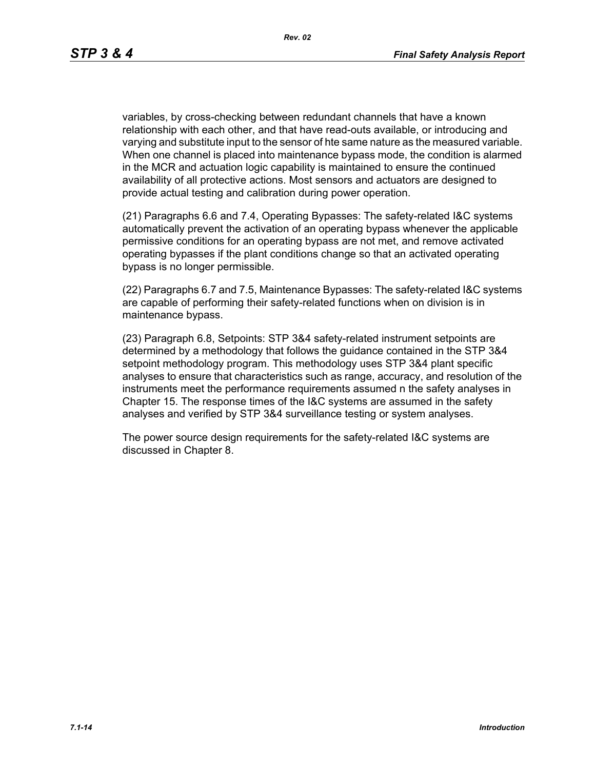variables, by cross-checking between redundant channels that have a known relationship with each other, and that have read-outs available, or introducing and varying and substitute input to the sensor of hte same nature as the measured variable. When one channel is placed into maintenance bypass mode, the condition is alarmed in the MCR and actuation logic capability is maintained to ensure the continued availability of all protective actions. Most sensors and actuators are designed to provide actual testing and calibration during power operation.

(21) Paragraphs 6.6 and 7.4, Operating Bypasses: The safety-related I&C systems automatically prevent the activation of an operating bypass whenever the applicable permissive conditions for an operating bypass are not met, and remove activated operating bypasses if the plant conditions change so that an activated operating bypass is no longer permissible.

(22) Paragraphs 6.7 and 7.5, Maintenance Bypasses: The safety-related I&C systems are capable of performing their safety-related functions when on division is in maintenance bypass.

(23) Paragraph 6.8, Setpoints: STP 3&4 safety-related instrument setpoints are determined by a methodology that follows the guidance contained in the STP 3&4 setpoint methodology program. This methodology uses STP 3&4 plant specific analyses to ensure that characteristics such as range, accuracy, and resolution of the instruments meet the performance requirements assumed n the safety analyses in Chapter 15. The response times of the I&C systems are assumed in the safety analyses and verified by STP 3&4 surveillance testing or system analyses.

The power source design requirements for the safety-related I&C systems are discussed in Chapter 8.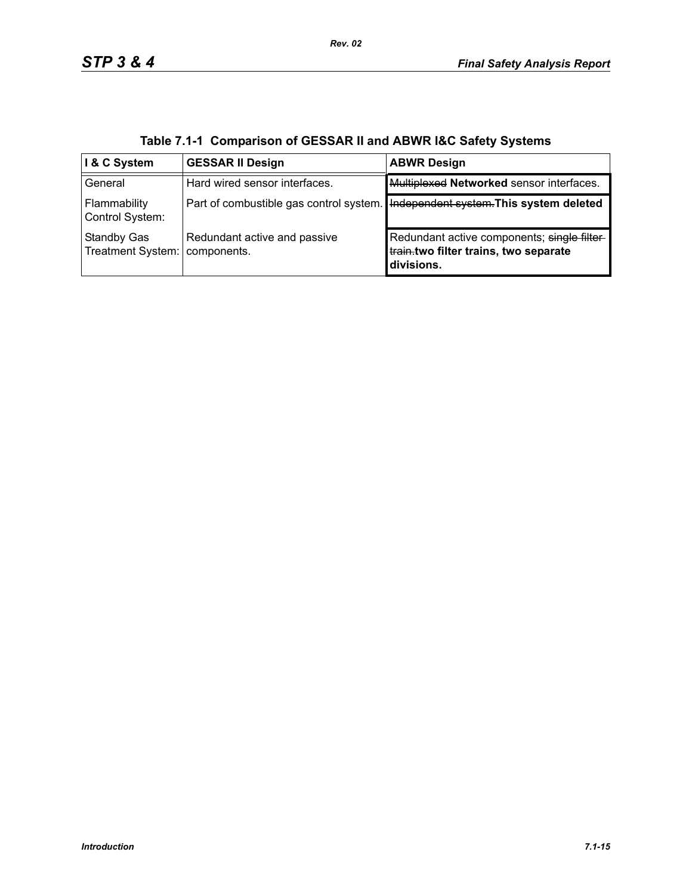**Table 7.1-1 Comparison of GESSAR II and ABWR I&C Safety Systems**

| I & C System | GESSAR II Design | ABWR Design |
|---|---|---|
| General | Hard wired sensor interfaces. | ~~Multiplexed~~ **Networked** sensor interfaces. |
| Flammability Control System: | Part of combustible gas control system. | ~~Independent system.~~**This system deleted** |
| Standby Gas Treatment System: | Redundant active and passive components. | Redundant active components; ~~single filter train.~~**two filter trains, two separate divisions.** |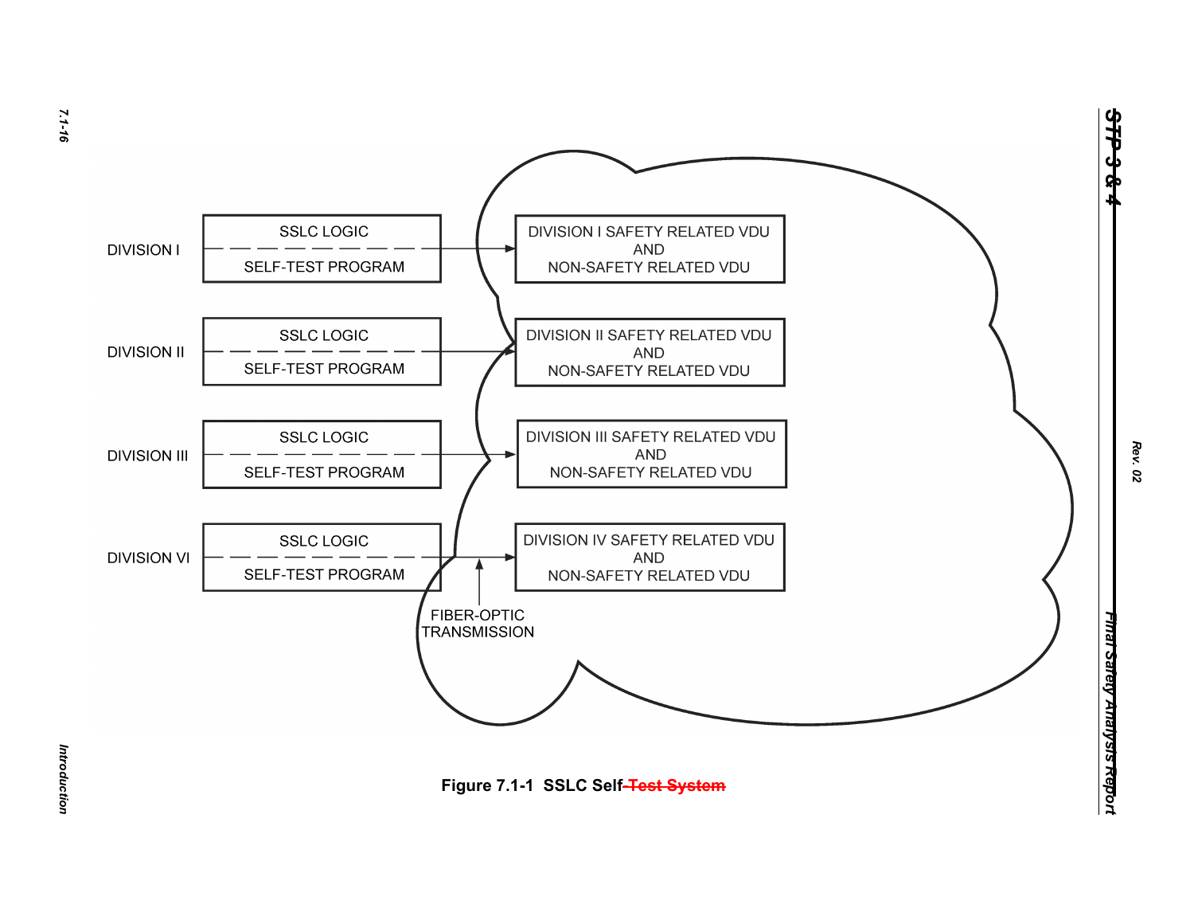DIVISION I

SSLC LOGIC

SELF-TEST PROGRAM

DIVISION I SAFETY RELATED VDU AND NON-SAFETY RELATED VDU

DIVISION II

SSLC LOGIC

SELF-TEST PROGRAM

DIVISION II SAFETY RELATED VDU AND NON-SAFETY RELATED VDU

DIVISION III

SSLC LOGIC

SELF-TEST PROGRAM

DIVISION III SAFETY RELATED VDU AND NON-SAFETY RELATED VDU

DIVISION VI

SSLC LOGIC

SELF-TEST PROGRAM

DIVISION IV SAFETY RELATED VDU AND NON-SAFETY RELATED VDU

FIBER-OPTIC TRANSMISSION

**Figure 7.1-1 SSLC Self~~-Test System~~**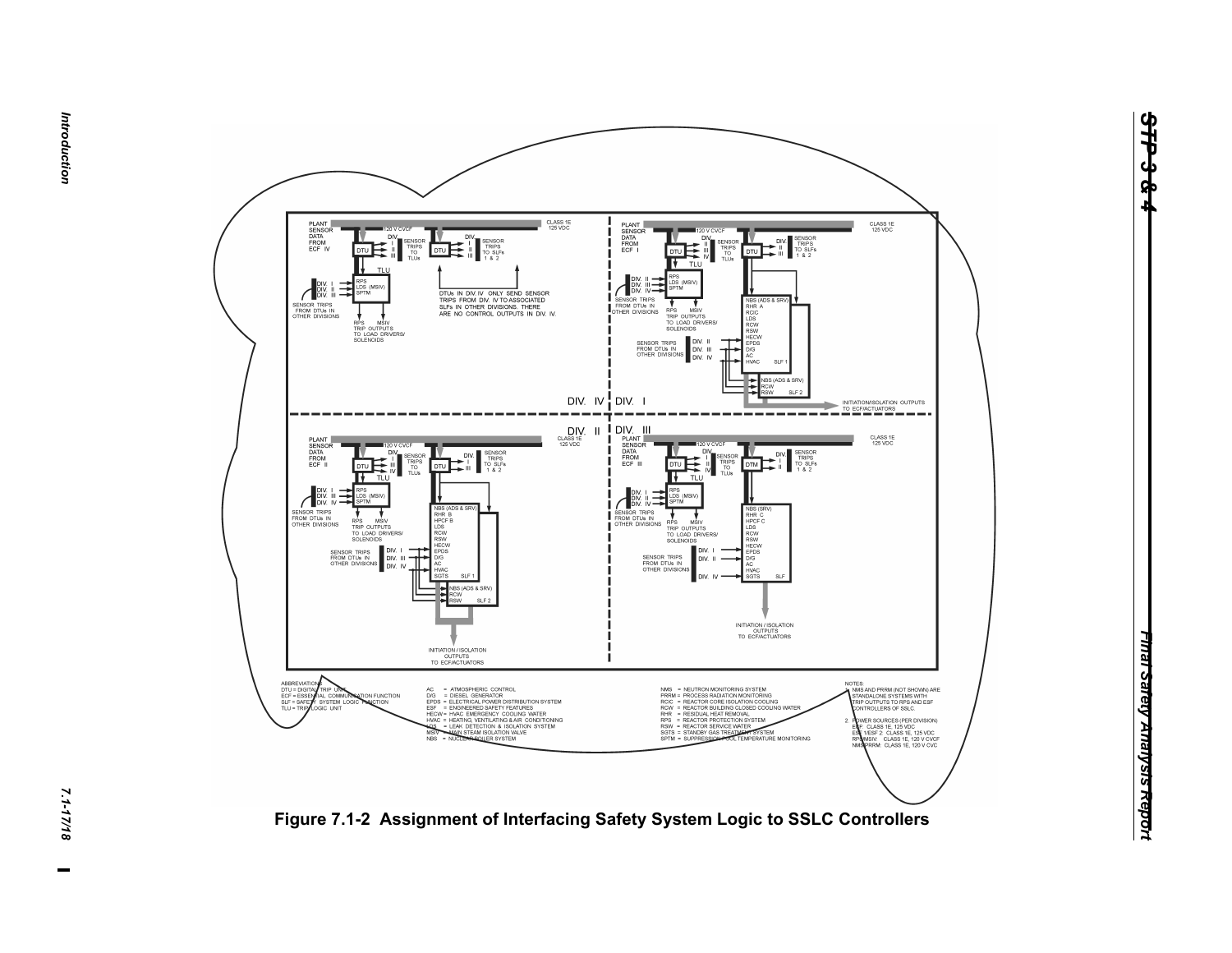PLANT SENSOR DATA FROM ECF IV

120 V CVCF

CLASS 1E 125 VDC

DTU

DIV. I II III

SENSOR TRIPS TO TLUs

DIV. I II III

SENSOR TRIPS TO SLFs 1 & 2

TLU

DIV. I
DIV. II
DIV. III

RPS
LDS (MSIV)
SPTM

SENSOR TRIPS FROM DTUs IN OTHER DIVISIONS

RPS MSIV TRIP OUTPUTS TO LOAD DRIVERS/ SOLENOIDS

DTUs IN DIV. IV ONLY SEND SENSOR TRIPS FROM DIV. IV TO ASSOCIATED SLFs IN OTHER DIVISIONS. THERE ARE NO CONTROL OUTPUTS IN DIV. IV.

PLANT SENSOR DATA FROM ECF I

DIV. II III IV

NBS (ADS & SRV)
RHR A
RCIC
LDS
RCW
RSW
HECW
EPDS
D/G
AC
HVAC
SLF 1

NBS (ADS & SRV)
RCW
RSW
SLF 2

INITIATION/ISOLATION OUTPUTS TO ECF/ACTUATORS

DIV. IV | DIV. I

DIV. II | DIV. III

PLANT SENSOR DATA FROM ECF II

NBS (ADS & SRV)
RHR B
HPCF B
LDS
RCW
RSW
HECW
EPDS
D/G
AC
HVAC
SGTS
SLF 1

NBS (ADS & SRV)
RCW
RSW
SLF 2

INITIATION / ISOLATION OUTPUTS TO ECF/ACTUATORS

PLANT SENSOR DATA FROM ECF III

DTM

NBS (SRV)
RHR C
HPCF C
LDS
RCW
RSW
HECW
EPDS
D/G
AC
HVAC
SGTS
SLF

INITIATION / ISOLATION OUTPUTS TO ECF/ACTUATORS

ABBREVIATIONS:
DTU = DIGITAL TRIP UNIT
ECF = ESSENTIAL COMMUNICATION FUNCTION
SLF = SAFETY SYSTEM LOGIC FUNCTION
TLU = TRIP LOGIC UNIT

AC = ATMOSPHERIC CONTROL
D/G = DIESEL GENERATOR
EPDS = ELECTRICAL POWER DISTRIBUTION SYSTEM
ESF = ENGINEERED SAFETY FEATURES
HECW = HVAC EMERGENCY COOLING WATER
HVAC = HEATING, VENTILATING & AIR CONDITIONING
LDS = LEAK DETECTION & ISOLATION SYSTEM
MSIV = MAIN STEAM ISOLATION VALVE
NBS = NUCLEAR BOILER SYSTEM

NMS = NEUTRON MONITORING SYSTEM
PRRM = PROCESS RADIATION MONITORING
RCIC = REACTOR CORE ISOLATION COOLING
RCW = REACTOR BUILDING CLOSED COOLING WATER
RHR = RESIDUAL HEAT REMOVAL
RPS = REACTOR PROTECTION SYSTEM
RSW = REACTOR SERVICE WATER
SGTS = STANDBY GAS TREATMENT SYSTEM
SPTM = SUPPRESSION POOL TEMPERATURE MONITORING

NOTES:
1. NMS AND PRRM (NOT SHOWN) ARE STANDALONE SYSTEMS WITH TRIP OUTPUTS TO RPS AND ESF CONTROLLERS OF SSLC.
2. POWER SOURCES (PER DIVISION)
ESF: CLASS 1E, 125 VDC
ESF 1/ESF 2: CLASS 1E, 125 VDC
RPS/MSIV: CLASS 1E, 120 V CVCF
NMS/PRRM: CLASS 1E, 120 V CVC

**Figure 7.1-2 Assignment of Interfacing Safety System Logic to SSLC Controllers**